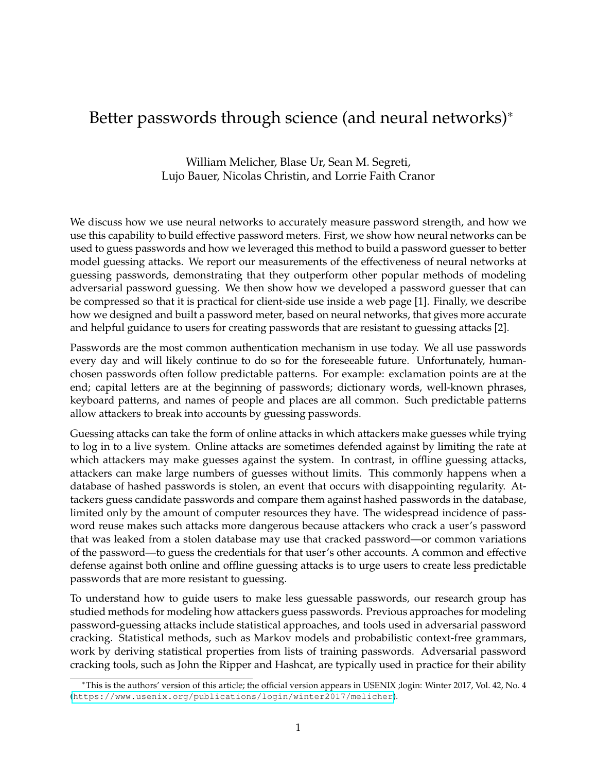# Better passwords through science (and neural networks)*

William Melicher, Blase Ur, Sean M. Segreti, Lujo Bauer, Nicolas Christin, and Lorrie Faith Cranor

We discuss how we use neural networks to accurately measure password strength, and how we use this capability to build effective password meters. First, we show how neural networks can be used to guess passwords and how we leveraged this method to build a password guesser to better model guessing attacks. We report our measurements of the effectiveness of neural networks at guessing passwords, demonstrating that they outperform other popular methods of modeling adversarial password guessing. We then show how we developed a password guesser that can be compressed so that it is practical for client-side use inside a web page [1]. Finally, we describe how we designed and built a password meter, based on neural networks, that gives more accurate and helpful guidance to users for creating passwords that are resistant to guessing attacks [2].

Passwords are the most common authentication mechanism in use today. We all use passwords every day and will likely continue to do so for the foreseeable future. Unfortunately, human-chosen passwords often follow predictable patterns. For example: exclamation points are at the end; capital letters are at the beginning of passwords; dictionary words, well-known phrases, keyboard patterns, and names of people and places are all common. Such predictable patterns allow attackers to break into accounts by guessing passwords.

Guessing attacks can take the form of online attacks in which attackers make guesses while trying to log in to a live system. Online attacks are sometimes defended against by limiting the rate at which attackers may make guesses against the system. In contrast, in offline guessing attacks, attackers can make large numbers of guesses without limits. This commonly happens when a database of hashed passwords is stolen, an event that occurs with disappointing regularity. Attackers guess candidate passwords and compare them against hashed passwords in the database, limited only by the amount of computer resources they have. The widespread incidence of password reuse makes such attacks more dangerous because attackers who crack a user's password that was leaked from a stolen database may use that cracked password—or common variations of the password—to guess the credentials for that user's other accounts. A common and effective defense against both online and offline guessing attacks is to urge users to create less predictable passwords that are more resistant to guessing.

To understand how to guide users to make less guessable passwords, our research group has studied methods for modeling how attackers guess passwords. Previous approaches for modeling password-guessing attacks include statistical approaches, and tools used in adversarial password cracking. Statistical methods, such as Markov models and probabilistic context-free grammars, work by deriving statistical properties from lists of training passwords. Adversarial password cracking tools, such as John the Ripper and Hashcat, are typically used in practice for their ability

*This is the authors' version of this article; the official version appears in USENIX ;login: Winter 2017, Vol. 42, No. 4 (https://www.usenix.org/publications/login/winter2017/melicher).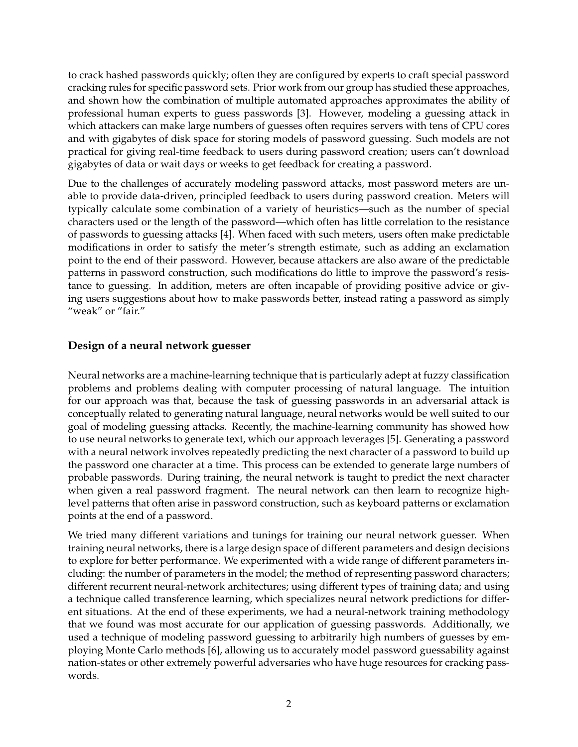to crack hashed passwords quickly; often they are configured by experts to craft special password cracking rules for specific password sets. Prior work from our group has studied these approaches, and shown how the combination of multiple automated approaches approximates the ability of professional human experts to guess passwords [3]. However, modeling a guessing attack in which attackers can make large numbers of guesses often requires servers with tens of CPU cores and with gigabytes of disk space for storing models of password guessing. Such models are not practical for giving real-time feedback to users during password creation; users can't download gigabytes of data or wait days or weeks to get feedback for creating a password.

Due to the challenges of accurately modeling password attacks, most password meters are unable to provide data-driven, principled feedback to users during password creation. Meters will typically calculate some combination of a variety of heuristics—such as the number of special characters used or the length of the password—which often has little correlation to the resistance of passwords to guessing attacks [4]. When faced with such meters, users often make predictable modifications in order to satisfy the meter's strength estimate, such as adding an exclamation point to the end of their password. However, because attackers are also aware of the predictable patterns in password construction, such modifications do little to improve the password's resistance to guessing. In addition, meters are often incapable of providing positive advice or giving users suggestions about how to make passwords better, instead rating a password as simply "weak" or "fair."

### Design of a neural network guesser

Neural networks are a machine-learning technique that is particularly adept at fuzzy classification problems and problems dealing with computer processing of natural language. The intuition for our approach was that, because the task of guessing passwords in an adversarial attack is conceptually related to generating natural language, neural networks would be well suited to our goal of modeling guessing attacks. Recently, the machine-learning community has showed how to use neural networks to generate text, which our approach leverages [5]. Generating a password with a neural network involves repeatedly predicting the next character of a password to build up the password one character at a time. This process can be extended to generate large numbers of probable passwords. During training, the neural network is taught to predict the next character when given a real password fragment. The neural network can then learn to recognize high-level patterns that often arise in password construction, such as keyboard patterns or exclamation points at the end of a password.

We tried many different variations and tunings for training our neural network guesser. When training neural networks, there is a large design space of different parameters and design decisions to explore for better performance. We experimented with a wide range of different parameters including: the number of parameters in the model; the method of representing password characters; different recurrent neural-network architectures; using different types of training data; and using a technique called transference learning, which specializes neural network predictions for different situations. At the end of these experiments, we had a neural-network training methodology that we found was most accurate for our application of guessing passwords. Additionally, we used a technique of modeling password guessing to arbitrarily high numbers of guesses by employing Monte Carlo methods [6], allowing us to accurately model password guessability against nation-states or other extremely powerful adversaries who have huge resources for cracking passwords.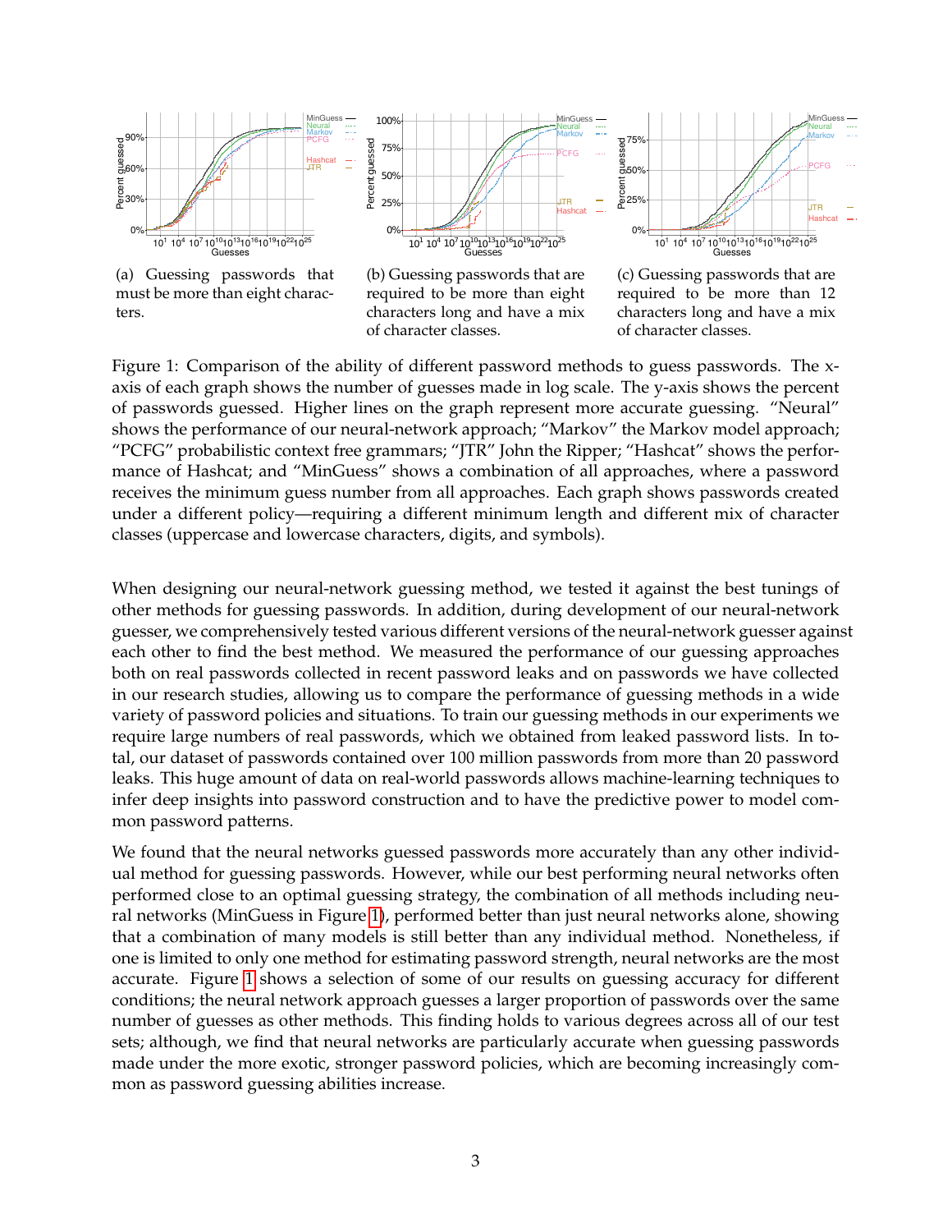(a) Guessing passwords that must be more than eight characters.

(b) Guessing passwords that are required to be more than eight characters long and have a mix of character classes.

(c) Guessing passwords that are required to be more than 12 characters long and have a mix of character classes.

Figure 1: Comparison of the ability of different password methods to guess passwords. The x-axis of each graph shows the number of guesses made in log scale. The y-axis shows the percent of passwords guessed. Higher lines on the graph represent more accurate guessing. "Neural" shows the performance of our neural-network approach; "Markov" the Markov model approach; "PCFG" probabilistic context free grammars; "JTR" John the Ripper; "Hashcat" shows the performance of Hashcat; and "MinGuess" shows a combination of all approaches, where a password receives the minimum guess number from all approaches. Each graph shows passwords created under a different policy—requiring a different minimum length and different mix of character classes (uppercase and lowercase characters, digits, and symbols).

When designing our neural-network guessing method, we tested it against the best tunings of other methods for guessing passwords. In addition, during development of our neural-network guesser, we comprehensively tested various different versions of the neural-network guesser against each other to find the best method. We measured the performance of our guessing approaches both on real passwords collected in recent password leaks and on passwords we have collected in our research studies, allowing us to compare the performance of guessing methods in a wide variety of password policies and situations. To train our guessing methods in our experiments we require large numbers of real passwords, which we obtained from leaked password lists. In total, our dataset of passwords contained over 100 million passwords from more than 20 password leaks. This huge amount of data on real-world passwords allows machine-learning techniques to infer deep insights into password construction and to have the predictive power to model common password patterns.

We found that the neural networks guessed passwords more accurately than any other individual method for guessing passwords. However, while our best performing neural networks often performed close to an optimal guessing strategy, the combination of all methods including neural networks (MinGuess in Figure 1), performed better than just neural networks alone, showing that a combination of many models is still better than any individual method. Nonetheless, if one is limited to only one method for estimating password strength, neural networks are the most accurate. Figure 1 shows a selection of some of our results on guessing accuracy for different conditions; the neural network approach guesses a larger proportion of passwords over the same number of guesses as other methods. This finding holds to various degrees across all of our test sets; although, we find that neural networks are particularly accurate when guessing passwords made under the more exotic, stronger password policies, which are becoming increasingly common as password guessing abilities increase.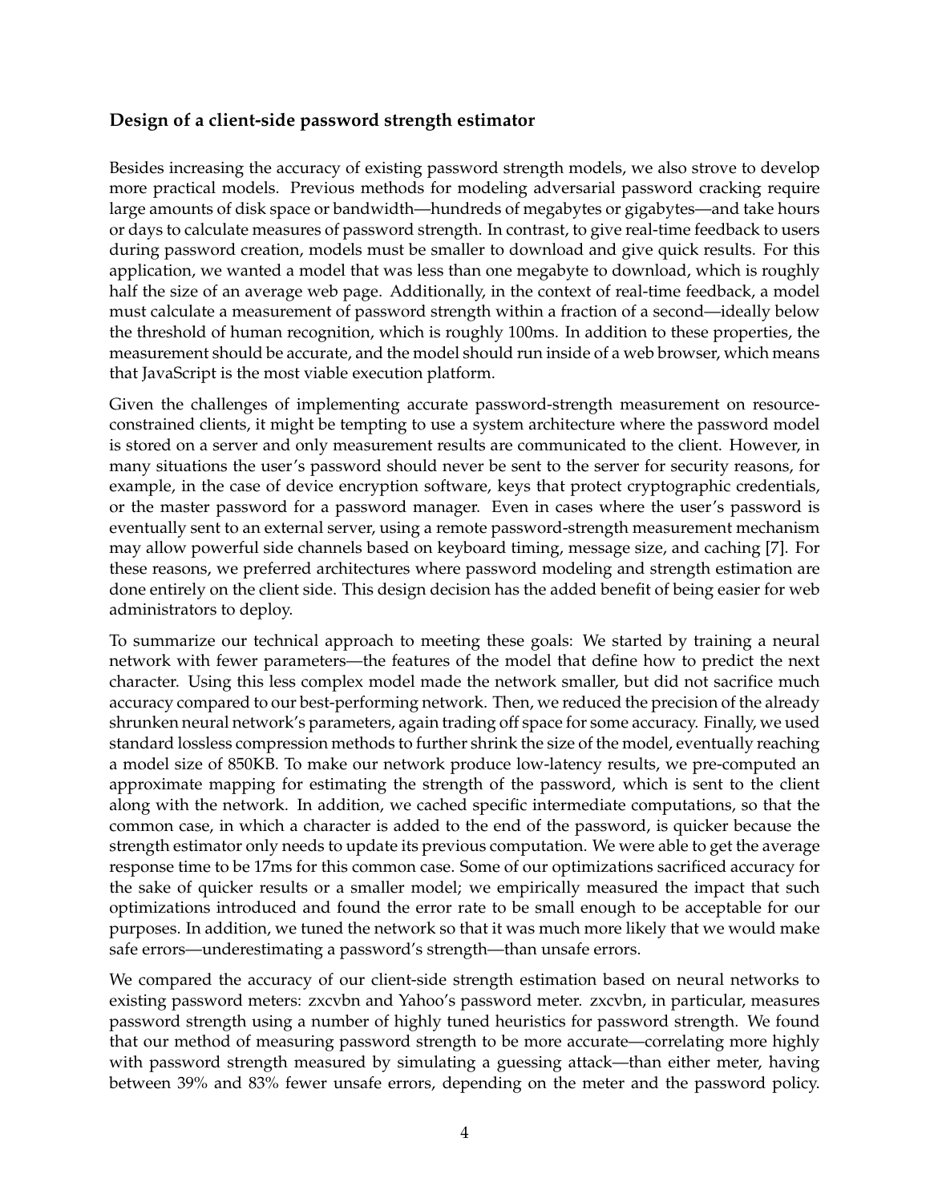### Design of a client-side password strength estimator

Besides increasing the accuracy of existing password strength models, we also strove to develop more practical models. Previous methods for modeling adversarial password cracking require large amounts of disk space or bandwidth—hundreds of megabytes or gigabytes—and take hours or days to calculate measures of password strength. In contrast, to give real-time feedback to users during password creation, models must be smaller to download and give quick results. For this application, we wanted a model that was less than one megabyte to download, which is roughly half the size of an average web page. Additionally, in the context of real-time feedback, a model must calculate a measurement of password strength within a fraction of a second—ideally below the threshold of human recognition, which is roughly 100ms. In addition to these properties, the measurement should be accurate, and the model should run inside of a web browser, which means that JavaScript is the most viable execution platform.

Given the challenges of implementing accurate password-strength measurement on resource-constrained clients, it might be tempting to use a system architecture where the password model is stored on a server and only measurement results are communicated to the client. However, in many situations the user's password should never be sent to the server for security reasons, for example, in the case of device encryption software, keys that protect cryptographic credentials, or the master password for a password manager. Even in cases where the user's password is eventually sent to an external server, using a remote password-strength measurement mechanism may allow powerful side channels based on keyboard timing, message size, and caching [7]. For these reasons, we preferred architectures where password modeling and strength estimation are done entirely on the client side. This design decision has the added benefit of being easier for web administrators to deploy.

To summarize our technical approach to meeting these goals: We started by training a neural network with fewer parameters—the features of the model that define how to predict the next character. Using this less complex model made the network smaller, but did not sacrifice much accuracy compared to our best-performing network. Then, we reduced the precision of the already shrunken neural network's parameters, again trading off space for some accuracy. Finally, we used standard lossless compression methods to further shrink the size of the model, eventually reaching a model size of 850KB. To make our network produce low-latency results, we pre-computed an approximate mapping for estimating the strength of the password, which is sent to the client along with the network. In addition, we cached specific intermediate computations, so that the common case, in which a character is added to the end of the password, is quicker because the strength estimator only needs to update its previous computation. We were able to get the average response time to be 17ms for this common case. Some of our optimizations sacrificed accuracy for the sake of quicker results or a smaller model; we empirically measured the impact that such optimizations introduced and found the error rate to be small enough to be acceptable for our purposes. In addition, we tuned the network so that it was much more likely that we would make safe errors—underestimating a password's strength—than unsafe errors.

We compared the accuracy of our client-side strength estimation based on neural networks to existing password meters: zxcvbn and Yahoo's password meter. zxcvbn, in particular, measures password strength using a number of highly tuned heuristics for password strength. We found that our method of measuring password strength to be more accurate—correlating more highly with password strength measured by simulating a guessing attack—than either meter, having between 39% and 83% fewer unsafe errors, depending on the meter and the password policy.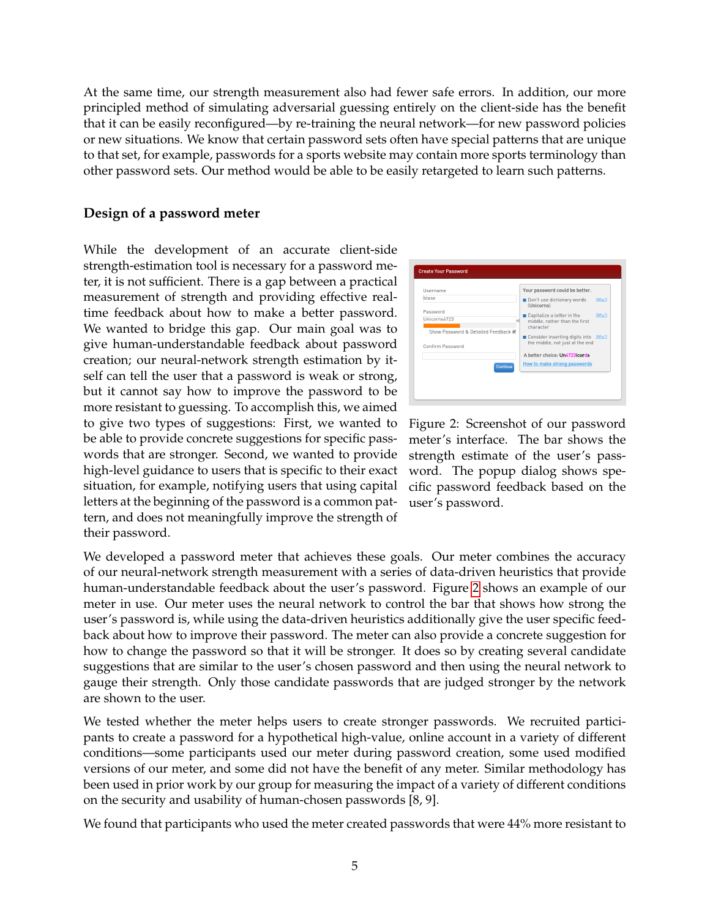At the same time, our strength measurement also had fewer safe errors. In addition, our more principled method of simulating adversarial guessing entirely on the client-side has the benefit that it can be easily reconfigured—by re-training the neural network—for new password policies or new situations. We know that certain password sets often have special patterns that are unique to that set, for example, passwords for a sports website may contain more sports terminology than other password sets. Our method would be able to be easily retargeted to learn such patterns.

## Design of a password meter

While the development of an accurate client-side strength-estimation tool is necessary for a password meter, it is not sufficient. There is a gap between a practical measurement of strength and providing effective real-time feedback about how to make a better password. We wanted to bridge this gap. Our main goal was to give human-understandable feedback about password creation; our neural-network strength estimation by itself can tell the user that a password is weak or strong, but it cannot say how to improve the password to be more resistant to guessing. To accomplish this, we aimed to give two types of suggestions: First, we wanted to be able to provide concrete suggestions for specific passwords that are stronger. Second, we wanted to provide high-level guidance to users that is specific to their exact situation, for example, notifying users that using capital letters at the beginning of the password is a common pattern, and does not meaningfully improve the strength of their password.

Figure 2: Screenshot of our password meter's interface. The bar shows the strength estimate of the user's password. The popup dialog shows specific password feedback based on the user's password.

We developed a password meter that achieves these goals. Our meter combines the accuracy of our neural-network strength measurement with a series of data-driven heuristics that provide human-understandable feedback about the user's password. Figure 2 shows an example of our meter in use. Our meter uses the neural network to control the bar that shows how strong the user's password is, while using the data-driven heuristics additionally give the user specific feedback about how to improve their password. The meter can also provide a concrete suggestion for how to change the password so that it will be stronger. It does so by creating several candidate suggestions that are similar to the user's chosen password and then using the neural network to gauge their strength. Only those candidate passwords that are judged stronger by the network are shown to the user.

We tested whether the meter helps users to create stronger passwords. We recruited participants to create a password for a hypothetical high-value, online account in a variety of different conditions—some participants used our meter during password creation, some used modified versions of our meter, and some did not have the benefit of any meter. Similar methodology has been used in prior work by our group for measuring the impact of a variety of different conditions on the security and usability of human-chosen passwords [8, 9].

We found that participants who used the meter created passwords that were 44% more resistant to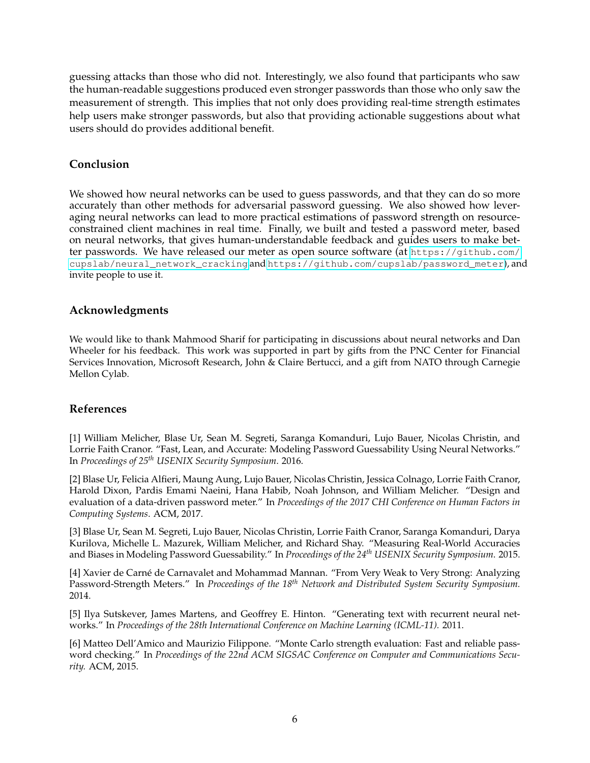guessing attacks than those who did not. Interestingly, we also found that participants who saw the human-readable suggestions produced even stronger passwords than those who only saw the measurement of strength. This implies that not only does providing real-time strength estimates help users make stronger passwords, but also that providing actionable suggestions about what users should do provides additional benefit.

## Conclusion

We showed how neural networks can be used to guess passwords, and that they can do so more accurately than other methods for adversarial password guessing. We also showed how leveraging neural networks can lead to more practical estimations of password strength on resource-constrained client machines in real time. Finally, we built and tested a password meter, based on neural networks, that gives human-understandable feedback and guides users to make better passwords. We have released our meter as open source software (at `https://github.com/cupslab/neural_network_cracking` and `https://github.com/cupslab/password_meter`), and invite people to use it.

## Acknowledgments

We would like to thank Mahmood Sharif for participating in discussions about neural networks and Dan Wheeler for his feedback. This work was supported in part by gifts from the PNC Center for Financial Services Innovation, Microsoft Research, John & Claire Bertucci, and a gift from NATO through Carnegie Mellon Cylab.

## References

[1] William Melicher, Blase Ur, Sean M. Segreti, Saranga Komanduri, Lujo Bauer, Nicolas Christin, and Lorrie Faith Cranor. "Fast, Lean, and Accurate: Modeling Password Guessability Using Neural Networks." In *Proceedings of 25th USENIX Security Symposium*. 2016.

[2] Blase Ur, Felicia Alfieri, Maung Aung, Lujo Bauer, Nicolas Christin, Jessica Colnago, Lorrie Faith Cranor, Harold Dixon, Pardis Emami Naeini, Hana Habib, Noah Johnson, and William Melicher. "Design and evaluation of a data-driven password meter." In *Proceedings of the 2017 CHI Conference on Human Factors in Computing Systems*. ACM, 2017.

[3] Blase Ur, Sean M. Segreti, Lujo Bauer, Nicolas Christin, Lorrie Faith Cranor, Saranga Komanduri, Darya Kurilova, Michelle L. Mazurek, William Melicher, and Richard Shay. "Measuring Real-World Accuracies and Biases in Modeling Password Guessability." In *Proceedings of the 24th USENIX Security Symposium*. 2015.

[4] Xavier de Carné de Carnavalet and Mohammad Mannan. "From Very Weak to Very Strong: Analyzing Password-Strength Meters." In *Proceedings of the 18th Network and Distributed System Security Symposium*. 2014.

[5] Ilya Sutskever, James Martens, and Geoffrey E. Hinton. "Generating text with recurrent neural networks." In *Proceedings of the 28th International Conference on Machine Learning (ICML-11)*. 2011.

[6] Matteo Dell'Amico and Maurizio Filippone. "Monte Carlo strength evaluation: Fast and reliable password checking." In *Proceedings of the 22nd ACM SIGSAC Conference on Computer and Communications Security*. ACM, 2015.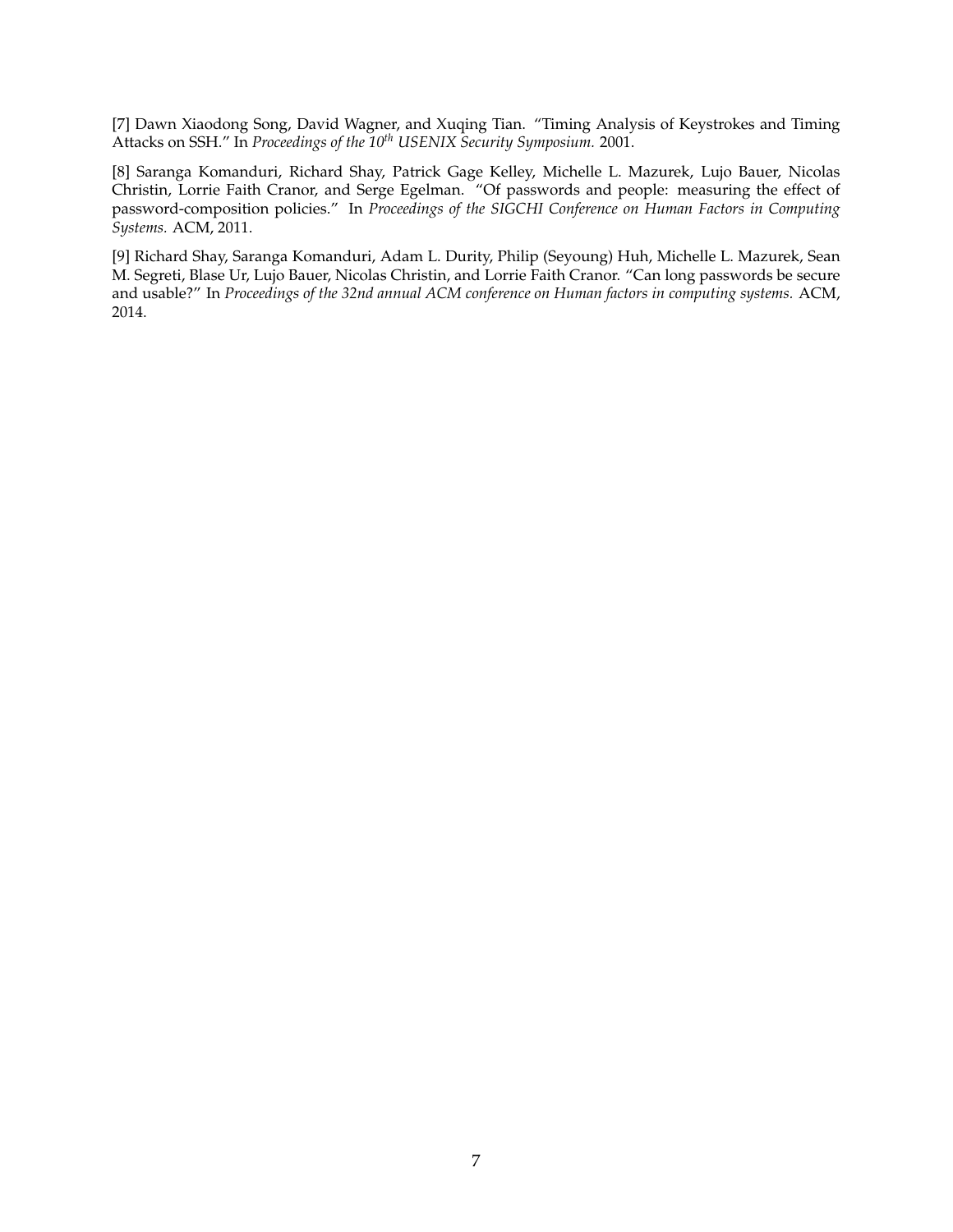[7] Dawn Xiaodong Song, David Wagner, and Xuqing Tian. "Timing Analysis of Keystrokes and Timing Attacks on SSH." In *Proceedings of the 10$^{th}$ USENIX Security Symposium.* 2001.

[8] Saranga Komanduri, Richard Shay, Patrick Gage Kelley, Michelle L. Mazurek, Lujo Bauer, Nicolas Christin, Lorrie Faith Cranor, and Serge Egelman. "Of passwords and people: measuring the effect of password-composition policies." In *Proceedings of the SIGCHI Conference on Human Factors in Computing Systems.* ACM, 2011.

[9] Richard Shay, Saranga Komanduri, Adam L. Durity, Philip (Seyoung) Huh, Michelle L. Mazurek, Sean M. Segreti, Blase Ur, Lujo Bauer, Nicolas Christin, and Lorrie Faith Cranor. "Can long passwords be secure and usable?" In *Proceedings of the 32nd annual ACM conference on Human factors in computing systems.* ACM, 2014.